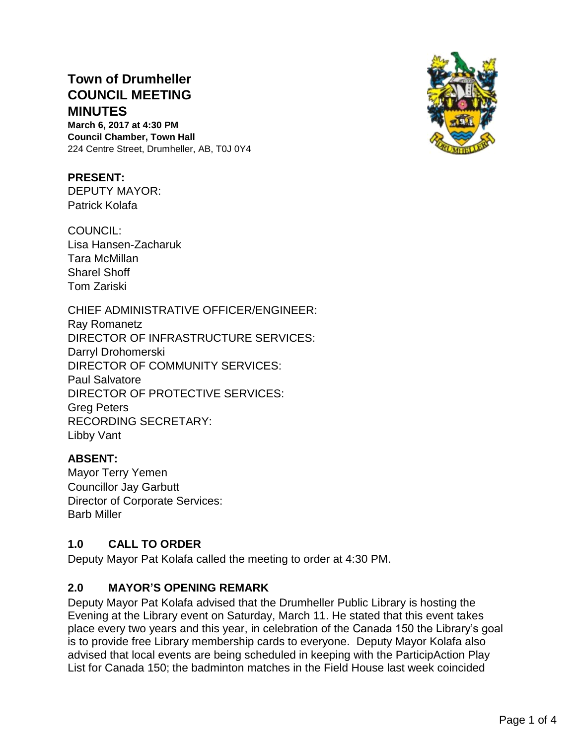# Town of Drumheller COUNCIL MEETING MINUTES

**March 6, 2017 at 4:30 PM**
**Council Chamber, Town Hall**
224 Centre Street, Drumheller, AB, T0J 0Y4

**PRESENT:**
DEPUTY MAYOR:
Patrick Kolafa

COUNCIL:
Lisa Hansen-Zacharuk
Tara McMillan
Sharel Shoff
Tom Zariski

CHIEF ADMINISTRATIVE OFFICER/ENGINEER:
Ray Romanetz
DIRECTOR OF INFRASTRUCTURE SERVICES:
Darryl Drohomerski
DIRECTOR OF COMMUNITY SERVICES:
Paul Salvatore
DIRECTOR OF PROTECTIVE SERVICES:
Greg Peters
RECORDING SECRETARY:
Libby Vant

**ABSENT:**
Mayor Terry Yemen
Councillor Jay Garbutt
Director of Corporate Services:
Barb Miller

## 1.0 CALL TO ORDER

Deputy Mayor Pat Kolafa called the meeting to order at 4:30 PM.

## 2.0 MAYOR'S OPENING REMARK

Deputy Mayor Pat Kolafa advised that the Drumheller Public Library is hosting the Evening at the Library event on Saturday, March 11. He stated that this event takes place every two years and this year, in celebration of the Canada 150 the Library's goal is to provide free Library membership cards to everyone. Deputy Mayor Kolafa also advised that local events are being scheduled in keeping with the ParticipAction Play List for Canada 150; the badminton matches in the Field House last week coincided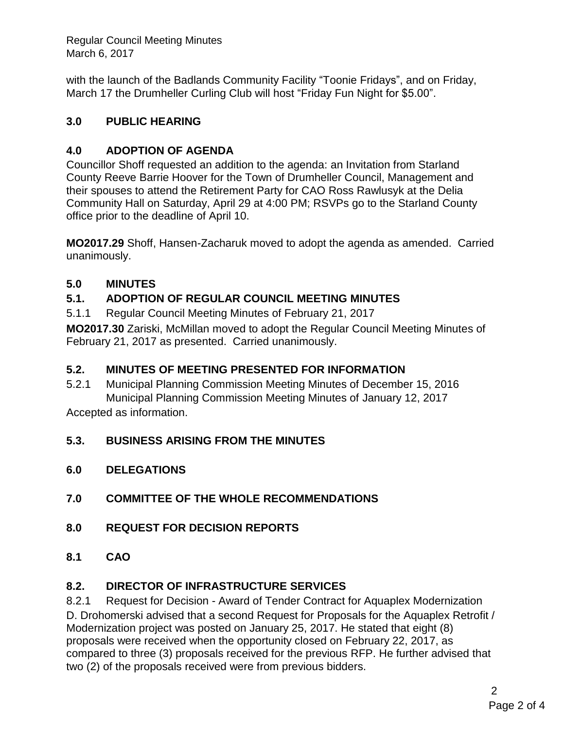with the launch of the Badlands Community Facility "Toonie Fridays", and on Friday, March 17 the Drumheller Curling Club will host "Friday Fun Night for $5.00".

## 3.0 PUBLIC HEARING

## 4.0 ADOPTION OF AGENDA

Councillor Shoff requested an addition to the agenda: an Invitation from Starland County Reeve Barrie Hoover for the Town of Drumheller Council, Management and their spouses to attend the Retirement Party for CAO Ross Rawlusyk at the Delia Community Hall on Saturday, April 29 at 4:00 PM; RSVPs go to the Starland County office prior to the deadline of April 10.

**MO2017.29** Shoff, Hansen-Zacharuk moved to adopt the agenda as amended. Carried unanimously.

## 5.0 MINUTES

### 5.1. ADOPTION OF REGULAR COUNCIL MEETING MINUTES

5.1.1 Regular Council Meeting Minutes of February 21, 2017

**MO2017.30** Zariski, McMillan moved to adopt the Regular Council Meeting Minutes of February 21, 2017 as presented. Carried unanimously.

### 5.2. MINUTES OF MEETING PRESENTED FOR INFORMATION

5.2.1 Municipal Planning Commission Meeting Minutes of December 15, 2016
Municipal Planning Commission Meeting Minutes of January 12, 2017

Accepted as information.

### 5.3. BUSINESS ARISING FROM THE MINUTES

## 6.0 DELEGATIONS

## 7.0 COMMITTEE OF THE WHOLE RECOMMENDATIONS

## 8.0 REQUEST FOR DECISION REPORTS

### 8.1 CAO

### 8.2. DIRECTOR OF INFRASTRUCTURE SERVICES

8.2.1 Request for Decision - Award of Tender Contract for Aquaplex Modernization

D. Drohomerski advised that a second Request for Proposals for the Aquaplex Retrofit / Modernization project was posted on January 25, 2017. He stated that eight (8) proposals were received when the opportunity closed on February 22, 2017, as compared to three (3) proposals received for the previous RFP. He further advised that two (2) of the proposals received were from previous bidders.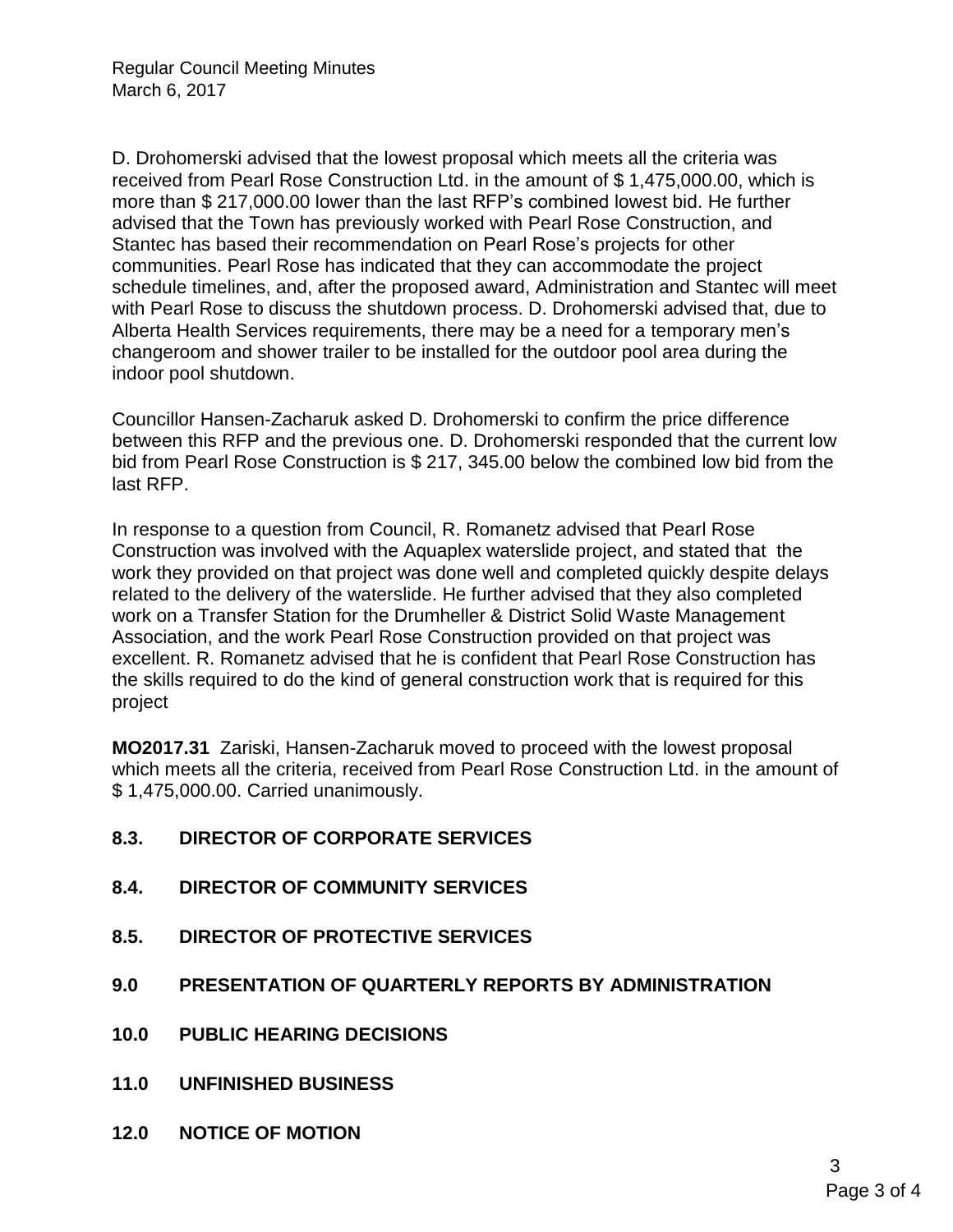D. Drohomerski advised that the lowest proposal which meets all the criteria was received from Pearl Rose Construction Ltd. in the amount of $ 1,475,000.00, which is more than $ 217,000.00 lower than the last RFP's combined lowest bid. He further advised that the Town has previously worked with Pearl Rose Construction, and Stantec has based their recommendation on Pearl Rose's projects for other communities. Pearl Rose has indicated that they can accommodate the project schedule timelines, and, after the proposed award, Administration and Stantec will meet with Pearl Rose to discuss the shutdown process. D. Drohomerski advised that, due to Alberta Health Services requirements, there may be a need for a temporary men's changeroom and shower trailer to be installed for the outdoor pool area during the indoor pool shutdown.

Councillor Hansen-Zacharuk asked D. Drohomerski to confirm the price difference between this RFP and the previous one. D. Drohomerski responded that the current low bid from Pearl Rose Construction is $ 217, 345.00 below the combined low bid from the last RFP.

In response to a question from Council, R. Romanetz advised that Pearl Rose Construction was involved with the Aquaplex waterslide project, and stated that the work they provided on that project was done well and completed quickly despite delays related to the delivery of the waterslide. He further advised that they also completed work on a Transfer Station for the Drumheller & District Solid Waste Management Association, and the work Pearl Rose Construction provided on that project was excellent. R. Romanetz advised that he is confident that Pearl Rose Construction has the skills required to do the kind of general construction work that is required for this project

**MO2017.31** Zariski, Hansen-Zacharuk moved to proceed with the lowest proposal which meets all the criteria, received from Pearl Rose Construction Ltd. in the amount of $ 1,475,000.00. Carried unanimously.

## 8.3. DIRECTOR OF CORPORATE SERVICES

## 8.4. DIRECTOR OF COMMUNITY SERVICES

## 8.5. DIRECTOR OF PROTECTIVE SERVICES

## 9.0 PRESENTATION OF QUARTERLY REPORTS BY ADMINISTRATION

## 10.0 PUBLIC HEARING DECISIONS

## 11.0 UNFINISHED BUSINESS

## 12.0 NOTICE OF MOTION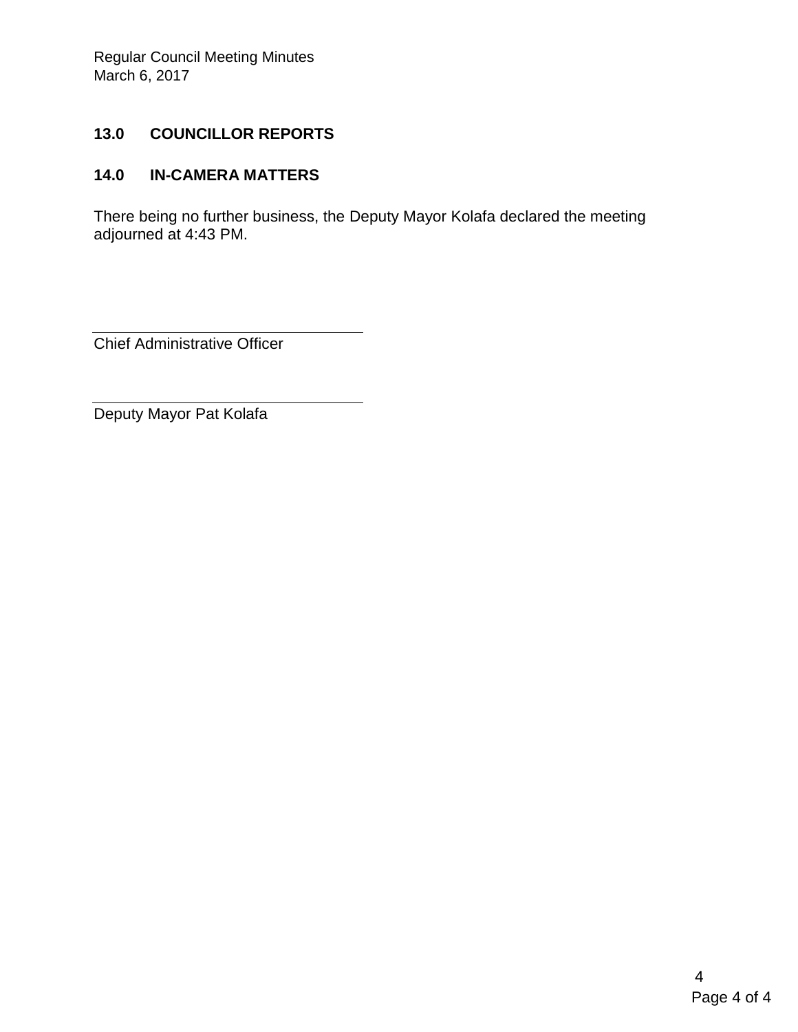## 13.0 COUNCILLOR REPORTS

## 14.0 IN-CAMERA MATTERS

There being no further business, the Deputy Mayor Kolafa declared the meeting adjourned at 4:43 PM.

\_\_\_\_\_\_\_\_\_\_\_\_\_\_\_\_\_\_\_\_\_\_\_\_\_\_\_\_\_\_\_\_\_\_\_\_
Chief Administrative Officer

\_\_\_\_\_\_\_\_\_\_\_\_\_\_\_\_\_\_\_\_\_\_\_\_\_\_\_\_\_\_\_\_\_\_\_\_
Deputy Mayor Pat Kolafa